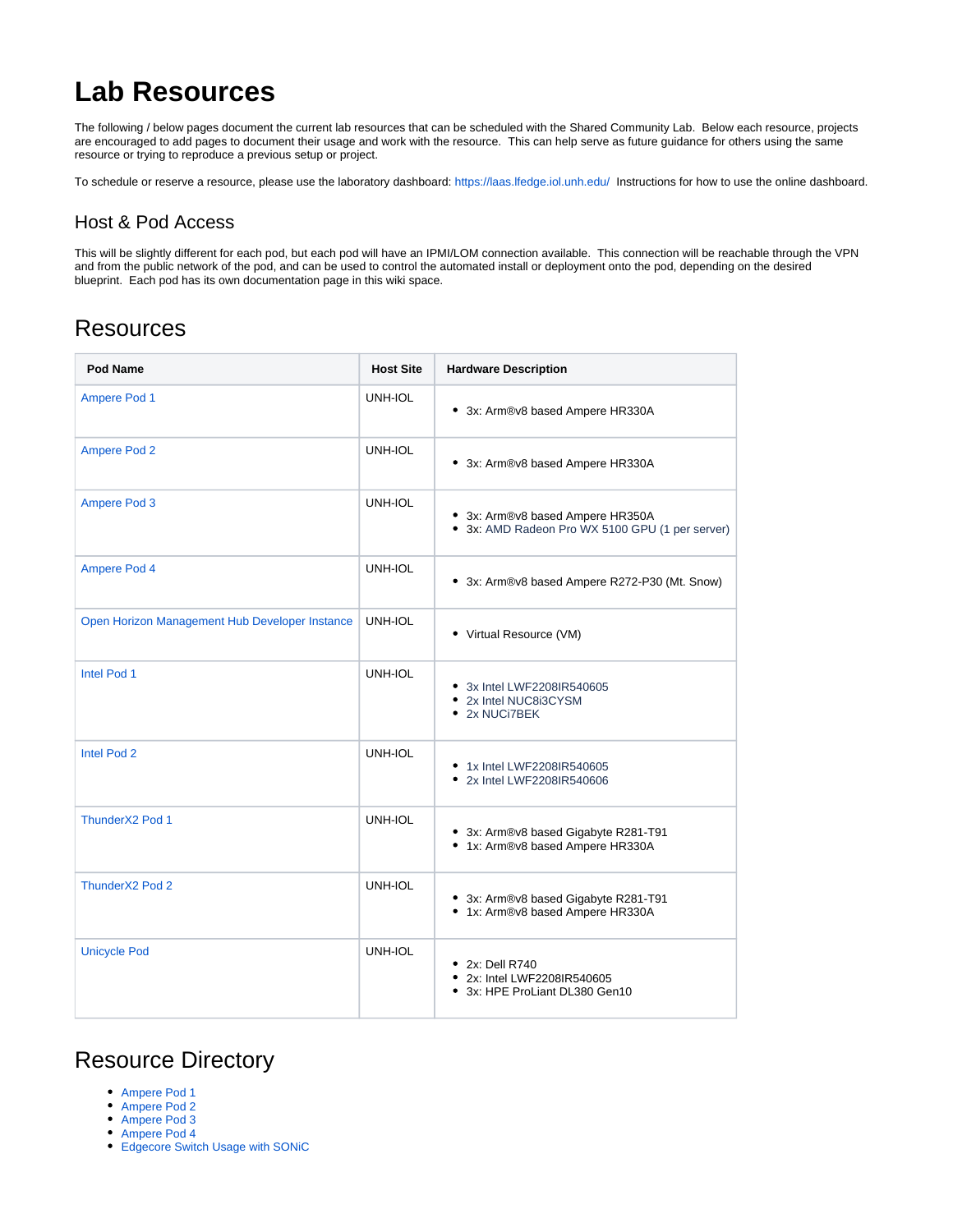# Lab Resources

The following / below pages document the current lab resources that can be scheduled with the Shared Community Lab. Below each resource, projects are encouraged to add pages to document their usage and work with the resource. This can help serve as future guidance for others using the same resource or trying to reproduce a previous setup or project.

To schedule or reserve a resource, please use the laboratory dashboard: https://laas.lfedge.iol.unh.edu/ Instructions for how to use the online dashboard.

## Host & Pod Access

This will be slightly different for each pod, but each pod will have an IPMI/LOM connection available. This connection will be reachable through the VPN and from the public network of the pod, and can be used to control the automated install or deployment onto the pod, depending on the desired blueprint. Each pod has its own documentation page in this wiki space.

# Resources

| Pod Name | Host Site | Hardware Description |
| --- | --- | --- |
| Ampere Pod 1 | UNH-IOL | • 3x: Arm®v8 based Ampere HR330A |
| Ampere Pod 2 | UNH-IOL | • 3x: Arm®v8 based Ampere HR330A |
| Ampere Pod 3 | UNH-IOL | • 3x: Arm®v8 based Ampere HR350A<br>• 3x: AMD Radeon Pro WX 5100 GPU (1 per server) |
| Ampere Pod 4 | UNH-IOL | • 3x: Arm®v8 based Ampere R272-P30 (Mt. Snow) |
| Open Horizon Management Hub Developer Instance | UNH-IOL | • Virtual Resource (VM) |
| Intel Pod 1 | UNH-IOL | • 3x Intel LWF2208IR540605<br>• 2x Intel NUC8i3CYSM<br>• 2x NUCi7BEK |
| Intel Pod 2 | UNH-IOL | • 1x Intel LWF2208IR540605<br>• 2x Intel LWF2208IR540606 |
| ThunderX2 Pod 1 | UNH-IOL | • 3x: Arm®v8 based Gigabyte R281-T91<br>• 1x: Arm®v8 based Ampere HR330A |
| ThunderX2 Pod 2 | UNH-IOL | • 3x: Arm®v8 based Gigabyte R281-T91<br>• 1x: Arm®v8 based Ampere HR330A |
| Unicycle Pod | UNH-IOL | • 2x: Dell R740<br>• 2x: Intel LWF2208IR540605<br>• 3x: HPE ProLiant DL380 Gen10 |

# Resource Directory

- Ampere Pod 1
- Ampere Pod 2
- Ampere Pod 3
- Ampere Pod 4
- Edgecore Switch Usage with SONiC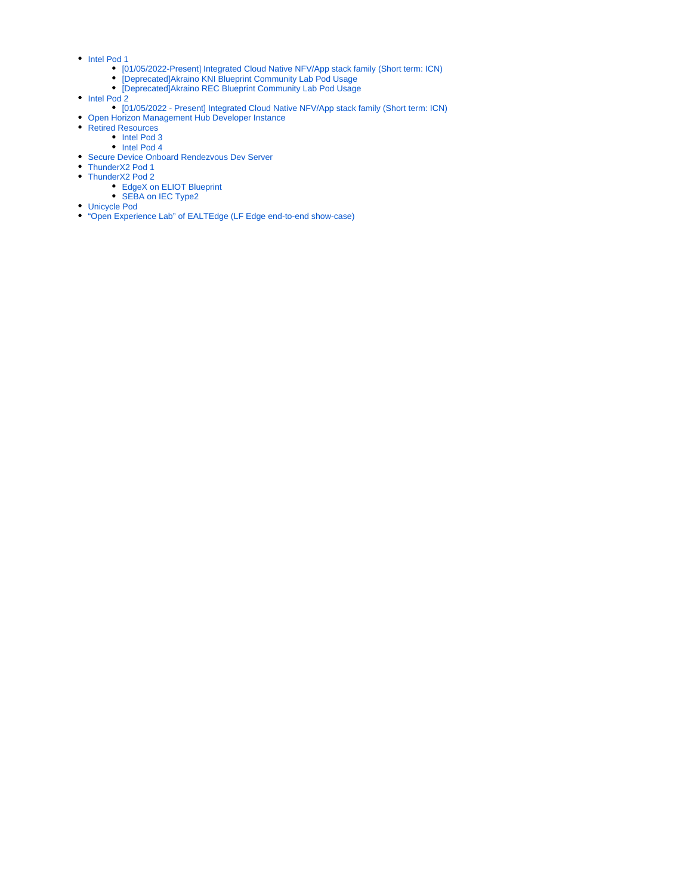- Intel Pod 1
    - [01/05/2022-Present] Integrated Cloud Native NFV/App stack family (Short term: ICN)
    - [Deprecated]Akraino KNI Blueprint Community Lab Pod Usage
    - [Deprecated]Akraino REC Blueprint Community Lab Pod Usage
- Intel Pod 2
    - [01/05/2022 - Present] Integrated Cloud Native NFV/App stack family (Short term: ICN)
- Open Horizon Management Hub Developer Instance
- Retired Resources
    - Intel Pod 3
    - Intel Pod 4
- Secure Device Onboard Rendezvous Dev Server
- ThunderX2 Pod 1
- ThunderX2 Pod 2
    - EdgeX on ELIOT Blueprint
    - SEBA on IEC Type2
- Unicycle Pod
- "Open Experience Lab" of EALTEdge (LF Edge end-to-end show-case)